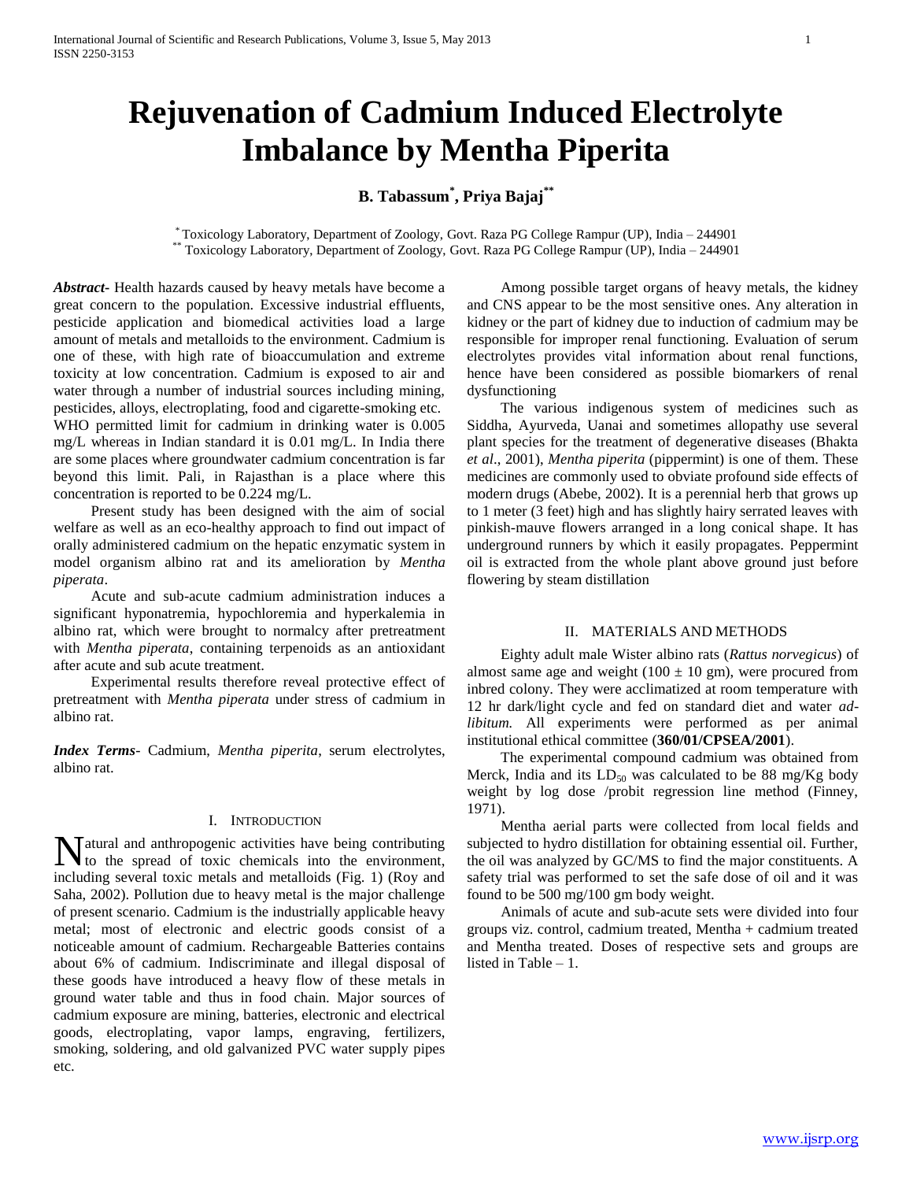// Rejuvenation of Cadmium Induced Electrolyte Imbalance by Mentha Piperita

**B. Tabassum[*], Priya Bajaj[**]**

[*] Toxicology Laboratory, Department of Zoology, Govt. Raza PG College Rampur (UP), India – 244901
[**] Toxicology Laboratory, Department of Zoology, Govt. Raza PG College Rampur (UP), India – 244901

***Abstract*-** Health hazards caused by heavy metals have become a great concern to the population. Excessive industrial effluents, pesticide application and biomedical activities load a large amount of metals and metalloids to the environment. Cadmium is one of these, with high rate of bioaccumulation and extreme toxicity at low concentration. Cadmium is exposed to air and water through a number of industrial sources including mining, pesticides, alloys, electroplating, food and cigarette-smoking etc. WHO permitted limit for cadmium in drinking water is 0.005 mg/L whereas in Indian standard it is 0.01 mg/L. In India there are some places where groundwater cadmium concentration is far beyond this limit. Pali, in Rajasthan is a place where this concentration is reported to be 0.224 mg/L.

Present study has been designed with the aim of social welfare as well as an eco-healthy approach to find out impact of orally administered cadmium on the hepatic enzymatic system in model organism albino rat and its amelioration by *Mentha piperata*.

Acute and sub-acute cadmium administration induces a significant hyponatremia, hypochloremia and hyperkalemia in albino rat, which were brought to normalcy after pretreatment with *Mentha piperata*, containing terpenoids as an antioxidant after acute and sub acute treatment.

Experimental results therefore reveal protective effect of pretreatment with *Mentha piperata* under stress of cadmium in albino rat.

***Index Terms*-** Cadmium, *Mentha piperita*, serum electrolytes, albino rat.

## I. Introduction

Natural and anthropogenic activities have being contributing to the spread of toxic chemicals into the environment, including several toxic metals and metalloids (Fig. 1) (Roy and Saha, 2002). Pollution due to heavy metal is the major challenge of present scenario. Cadmium is the industrially applicable heavy metal; most of electronic and electric goods consist of a noticeable amount of cadmium. Rechargeable Batteries contains about 6% of cadmium. Indiscriminate and illegal disposal of these goods have introduced a heavy flow of these metals in ground water table and thus in food chain. Major sources of cadmium exposure are mining, batteries, electronic and electrical goods, electroplating, vapor lamps, engraving, fertilizers, smoking, soldering, and old galvanized PVC water supply pipes etc.

Among possible target organs of heavy metals, the kidney and CNS appear to be the most sensitive ones. Any alteration in kidney or the part of kidney due to induction of cadmium may be responsible for improper renal functioning. Evaluation of serum electrolytes provides vital information about renal functions, hence have been considered as possible biomarkers of renal dysfunctioning

The various indigenous system of medicines such as Siddha, Ayurveda, Uanai and sometimes allopathy use several plant species for the treatment of degenerative diseases (Bhakta *et al*., 2001), *Mentha piperita* (peppermint) is one of them. These medicines are commonly used to obviate profound side effects of modern drugs (Abebe, 2002). It is a perennial herb that grows up to 1 meter (3 feet) high and has slightly hairy serrated leaves with pinkish-mauve flowers arranged in a long conical shape. It has underground runners by which it easily propagates. Peppermint oil is extracted from the whole plant above ground just before flowering by steam distillation

## II. Materials and Methods

Eighty adult male Wister albino rats (*Rattus norvegicus*) of almost same age and weight ($100 \pm 10$ gm), were procured from inbred colony. They were acclimatized at room temperature with 12 hr dark/light cycle and fed on standard diet and water *ad-libitum.* All experiments were performed as per animal institutional ethical committee (**360/01/CPSEA/2001**).

The experimental compound cadmium was obtained from Merck, India and its $LD_{50}$ was calculated to be 88 mg/Kg body weight by log dose /probit regression line method (Finney, 1971).

Mentha aerial parts were collected from local fields and subjected to hydro distillation for obtaining essential oil. Further, the oil was analyzed by GC/MS to find the major constituents. A safety trial was performed to set the safe dose of oil and it was found to be 500 mg/100 gm body weight.

Animals of acute and sub-acute sets were divided into four groups viz. control, cadmium treated, Mentha + cadmium treated and Mentha treated. Doses of respective sets and groups are listed in Table – 1.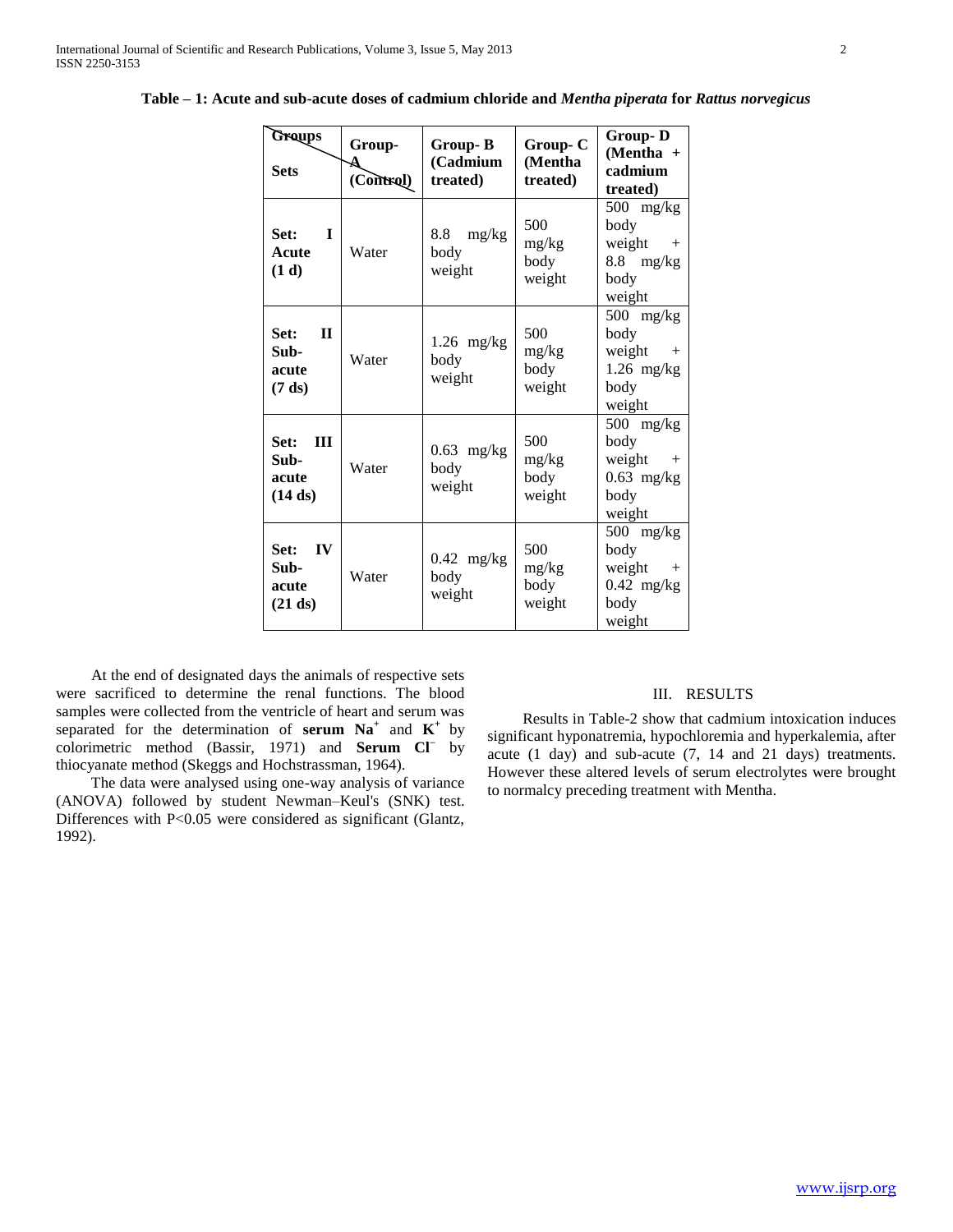**Table – 1: Acute and sub-acute doses of cadmium chloride and *Mentha piperata* for *Rattus norvegicus***

| Groups / Sets | Group-A (Control) | Group- B (Cadmium treated) | Group- C (Mentha treated) | Group- D (Mentha + cadmium treated) |
|---|---|---|---|---|
| **Set: I Acute (1 d)** | Water | 8.8 mg/kg body weight | 500 mg/kg body weight | 500 mg/kg body weight + 8.8 mg/kg body weight |
| **Set: II Sub-acute (7 ds)** | Water | 1.26 mg/kg body weight | 500 mg/kg body weight | 500 mg/kg body weight + 1.26 mg/kg body weight |
| **Set: III Sub-acute (14 ds)** | Water | 0.63 mg/kg body weight | 500 mg/kg body weight | 500 mg/kg body weight + 0.63 mg/kg body weight |
| **Set: IV Sub-acute (21 ds)** | Water | 0.42 mg/kg body weight | 500 mg/kg body weight | 500 mg/kg body weight + 0.42 mg/kg body weight |

At the end of designated days the animals of respective sets were sacrificed to determine the renal functions. The blood samples were collected from the ventricle of heart and serum was separated for the determination of **serum $Na^+$** and **$K^+$** by colorimetric method (Bassir, 1971) and **Serum $Cl^-$** by thiocyanate method (Skeggs and Hochstrassman, 1964).

The data were analysed using one-way analysis of variance (ANOVA) followed by student Newman–Keul's (SNK) test. Differences with $P<0.05$ were considered as significant (Glantz, 1992).

## III. RESULTS

Results in Table-2 show that cadmium intoxication induces significant hyponatremia, hypochloremia and hyperkalemia, after acute (1 day) and sub-acute (7, 14 and 21 days) treatments. However these altered levels of serum electrolytes were brought to normalcy preceding treatment with Mentha.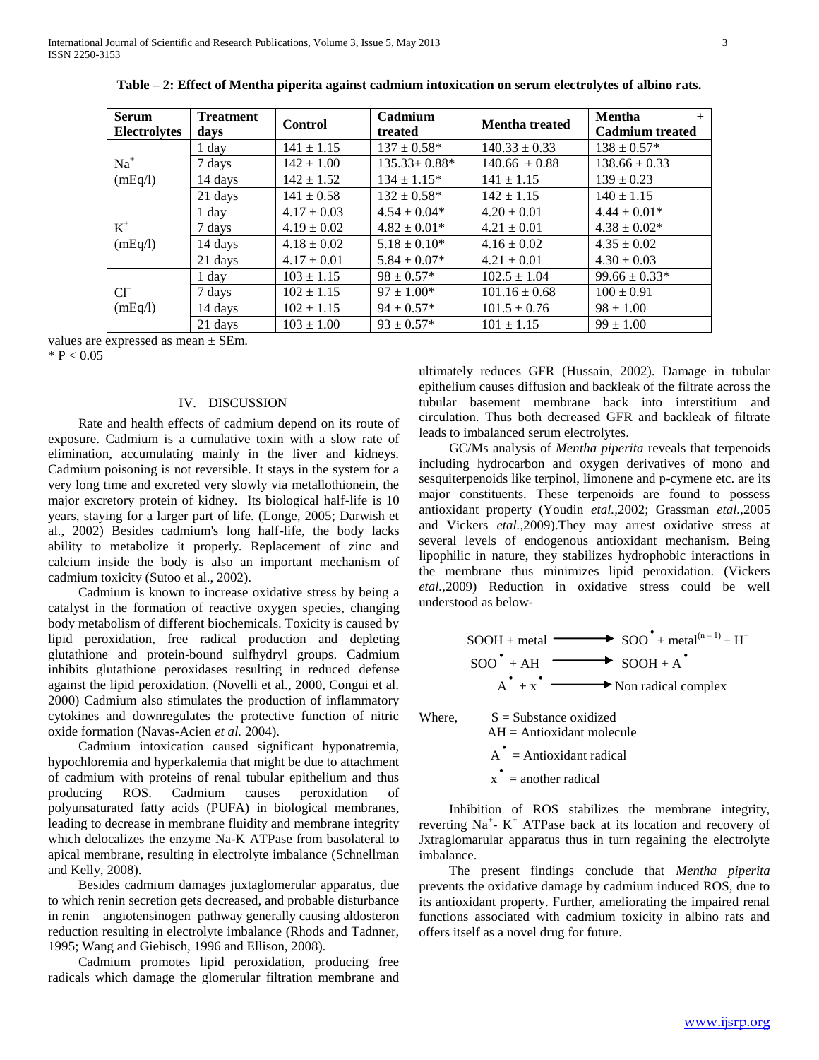**Table – 2: Effect of Mentha piperita against cadmium intoxication on serum electrolytes of albino rats.**

| Serum Electrolytes | Treatment days | Control | Cadmium treated | Mentha treated | Mentha + Cadmium treated |
|---|---|---|---|---|---|
| $Na^+$ (mEq/l) | 1 day | 141 ± 1.15 | 137 ± 0.58* | 140.33 ± 0.33 | 138 ± 0.57* |
| | 7 days | 142 ± 1.00 | 135.33± 0.88* | 140.66 ± 0.88 | 138.66 ± 0.33 |
| | 14 days | 142 ± 1.52 | 134 ± 1.15* | 141 ± 1.15 | 139 ± 0.23 |
| | 21 days | 141 ± 0.58 | 132 ± 0.58* | 142 ± 1.15 | 140 ± 1.15 |
| $K^+$ (mEq/l) | 1 day | 4.17 ± 0.03 | 4.54 ± 0.04* | 4.20 ± 0.01 | 4.44 ± 0.01* |
| | 7 days | 4.19 ± 0.02 | 4.82 ± 0.01* | 4.21 ± 0.01 | 4.38 ± 0.02* |
| | 14 days | 4.18 ± 0.02 | 5.18 ± 0.10* | 4.16 ± 0.02 | 4.35 ± 0.02 |
| | 21 days | 4.17 ± 0.01 | 5.84 ± 0.07* | 4.21 ± 0.01 | 4.30 ± 0.03 |
| $Cl^-$ (mEq/l) | 1 day | 103 ± 1.15 | 98 ± 0.57* | 102.5 ± 1.04 | 99.66 ± 0.33* |
| | 7 days | 102 ± 1.15 | 97 ± 1.00* | 101.16 ± 0.68 | 100 ± 0.91 |
| | 14 days | 102 ± 1.15 | 94 ± 0.57* | 101.5 ± 0.76 | 98 ± 1.00 |
| | 21 days | 103 ± 1.00 | 93 ± 0.57* | 101 ± 1.15 | 99 ± 1.00 |

values are expressed as mean ± SEm.
* $P < 0.05$

## IV. DISCUSSION

Rate and health effects of cadmium depend on its route of exposure. Cadmium is a cumulative toxin with a slow rate of elimination, accumulating mainly in the liver and kidneys. Cadmium poisoning is not reversible. It stays in the system for a very long time and excreted very slowly via metallothionein, the major excretory protein of kidney. Its biological half-life is 10 years, staying for a larger part of life. (Longe, 2005; Darwish et al., 2002) Besides cadmium's long half-life, the body lacks ability to metabolize it properly. Replacement of zinc and calcium inside the body is also an important mechanism of cadmium toxicity (Sutoo et al., 2002).

Cadmium is known to increase oxidative stress by being a catalyst in the formation of reactive oxygen species, changing body metabolism of different biochemicals. Toxicity is caused by lipid peroxidation, free radical production and depleting glutathione and protein-bound sulfhydryl groups. Cadmium inhibits glutathione peroxidases resulting in reduced defense against the lipid peroxidation. (Novelli et al., 2000, Congui et al. 2000) Cadmium also stimulates the production of inflammatory cytokines and downregulates the protective function of nitric oxide formation (Navas-Acien *et al.* 2004).

Cadmium intoxication caused significant hyponatremia, hypochloremia and hyperkalemia that might be due to attachment of cadmium with proteins of renal tubular epithelium and thus producing ROS. Cadmium causes peroxidation of polyunsaturated fatty acids (PUFA) in biological membranes, leading to decrease in membrane fluidity and membrane integrity which delocalizes the enzyme Na-K ATPase from basolateral to apical membrane, resulting in electrolyte imbalance (Schnellman and Kelly, 2008).

Besides cadmium damages juxtaglomerular apparatus, due to which renin secretion gets decreased, and probable disturbance in renin – angiotensinogen pathway generally causing aldosteron reduction resulting in electrolyte imbalance (Rhods and Tadnner, 1995; Wang and Giebisch, 1996 and Ellison, 2008).

Cadmium promotes lipid peroxidation, producing free radicals which damage the glomerular filtration membrane and ultimately reduces GFR (Hussain, 2002). Damage in tubular epithelium causes diffusion and backleak of the filtrate across the tubular basement membrane back into interstitium and circulation. Thus both decreased GFR and backleak of filtrate leads to imbalanced serum electrolytes.

GC/Ms analysis of *Mentha piperita* reveals that terpenoids including hydrocarbon and oxygen derivatives of mono and sesquiterpenoids like terpinol, limonene and p-cymene etc. are its major constituents. These terpenoids are found to possess antioxidant property (Youdin *etal.*,2002; Grassman *etal.*,2005 and Vickers *etal.*,2009).They may arrest oxidative stress at several levels of endogenous antioxidant mechanism. Being lipophilic in nature, they stabilizes hydrophobic interactions in the membrane thus minimizes lipid peroxidation. (Vickers *etal.*,2009) Reduction in oxidative stress could be well understood as below-

$$SOOH + metal \longrightarrow SOO^{\bullet} + metal^{(n-1)} + H^+$$

$$SOO^{\bullet} + AH \longrightarrow SOOH + A^{\bullet}$$

$$A^{\bullet} + x^{\bullet} \longrightarrow \text{Non radical complex}$$

Where, S = Substance oxidized
AH = Antioxidant molecule
$A^{\bullet}$ = Antioxidant radical
$x^{\bullet}$ = another radical

Inhibition of ROS stabilizes the membrane integrity, reverting $Na^+$- $K^+$ ATPase back at its location and recovery of Jxtraglomarular apparatus thus in turn regaining the electrolyte imbalance.

The present findings conclude that *Mentha piperita* prevents the oxidative damage by cadmium induced ROS, due to its antioxidant property. Further, ameliorating the impaired renal functions associated with cadmium toxicity in albino rats and offers itself as a novel drug for future.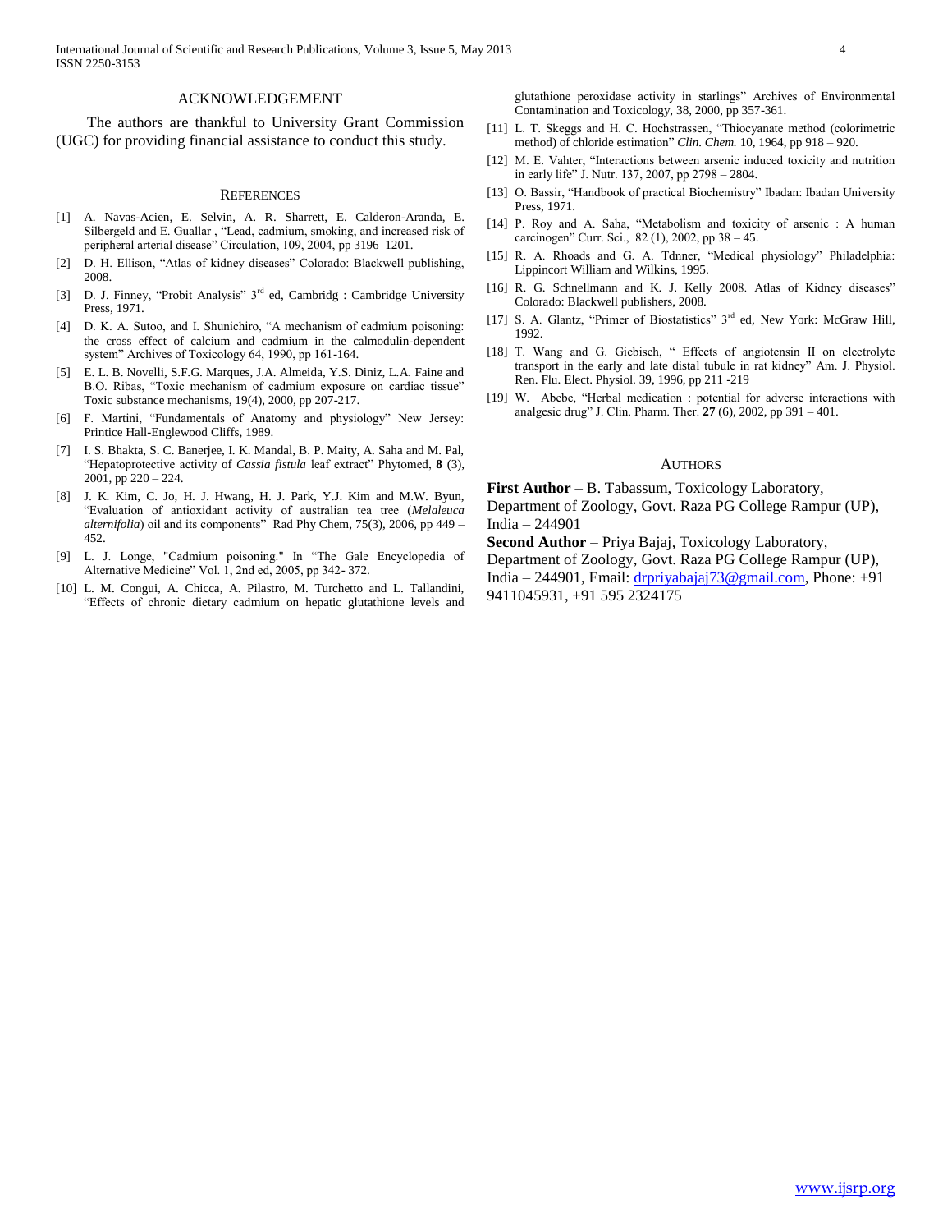## ACKNOWLEDGEMENT

The authors are thankful to University Grant Commission (UGC) for providing financial assistance to conduct this study.

## REFERENCES

[1] A. Navas-Acien, E. Selvin, A. R. Sharrett, E. Calderon-Aranda, E. Silbergeld and E. Guallar , "Lead, cadmium, smoking, and increased risk of peripheral arterial disease" Circulation, 109, 2004, pp 3196–1201.

[2] D. H. Ellison, "Atlas of kidney diseases" Colorado: Blackwell publishing, 2008.

[3] D. J. Finney, "Probit Analysis" 3rd ed, Cambridg : Cambridge University Press, 1971.

[4] D. K. A. Sutoo, and I. Shunichiro, "A mechanism of cadmium poisoning: the cross effect of calcium and cadmium in the calmodulin-dependent system" Archives of Toxicology 64, 1990, pp 161-164.

[5] E. L. B. Novelli, S.F.G. Marques, J.A. Almeida, Y.S. Diniz, L.A. Faine and B.O. Ribas, "Toxic mechanism of cadmium exposure on cardiac tissue" Toxic substance mechanisms, 19(4), 2000, pp 207-217.

[6] F. Martini, "Fundamentals of Anatomy and physiology" New Jersey: Printice Hall-Englewood Cliffs, 1989.

[7] I. S. Bhakta, S. C. Banerjee, I. K. Mandal, B. P. Maity, A. Saha and M. Pal, "Hepatoprotective activity of *Cassia fistula* leaf extract" Phytomed, **8** (3), 2001, pp 220 – 224.

[8] J. K. Kim, C. Jo, H. J. Hwang, H. J. Park, Y.J. Kim and M.W. Byun, "Evaluation of antioxidant activity of australian tea tree (*Melaleuca alternifolia*) oil and its components" Rad Phy Chem, 75(3), 2006, pp 449 – 452.

[9] L. J. Longe, "Cadmium poisoning." In "The Gale Encyclopedia of Alternative Medicine" Vol. 1, 2nd ed, 2005, pp 342- 372.

[10] L. M. Congui, A. Chicca, A. Pilastro, M. Turchetto and L. Tallandini, "Effects of chronic dietary cadmium on hepatic glutathione levels and glutathione peroxidase activity in starlings" Archives of Environmental Contamination and Toxicology, 38, 2000, pp 357-361.

[11] L. T. Skeggs and H. C. Hochstrassen, "Thiocyanate method (colorimetric method) of chloride estimation" *Clin. Chem.* 10, 1964, pp 918 – 920.

[12] M. E. Vahter, "Interactions between arsenic induced toxicity and nutrition in early life" J. Nutr. 137, 2007, pp 2798 – 2804.

[13] O. Bassir, "Handbook of practical Biochemistry" Ibadan: Ibadan University Press, 1971.

[14] P. Roy and A. Saha, "Metabolism and toxicity of arsenic : A human carcinogen" Curr. Sci., 82 (1), 2002, pp 38 – 45.

[15] R. A. Rhoads and G. A. Tdnner, "Medical physiology" Philadelphia: Lippincort William and Wilkins, 1995.

[16] R. G. Schnellmann and K. J. Kelly 2008. Atlas of Kidney diseases" Colorado: Blackwell publishers, 2008.

[17] S. A. Glantz, "Primer of Biostatistics" 3rd ed, New York: McGraw Hill, 1992.

[18] T. Wang and G. Giebisch, " Effects of angiotensin II on electrolyte transport in the early and late distal tubule in rat kidney" Am. J. Physiol. Ren. Flu. Elect. Physiol. 39, 1996, pp 211 -219

[19] W. Abebe, "Herbal medication : potential for adverse interactions with analgesic drug" J. Clin. Pharm. Ther. **27** (6), 2002, pp 391 – 401.

## AUTHORS

**First Author** – B. Tabassum, Toxicology Laboratory, Department of Zoology, Govt. Raza PG College Rampur (UP), India – 244901

**Second Author** – Priya Bajaj, Toxicology Laboratory, Department of Zoology, Govt. Raza PG College Rampur (UP), India – 244901, Email: drpriyabajaj73@gmail.com, Phone: +91 9411045931, +91 595 2324175